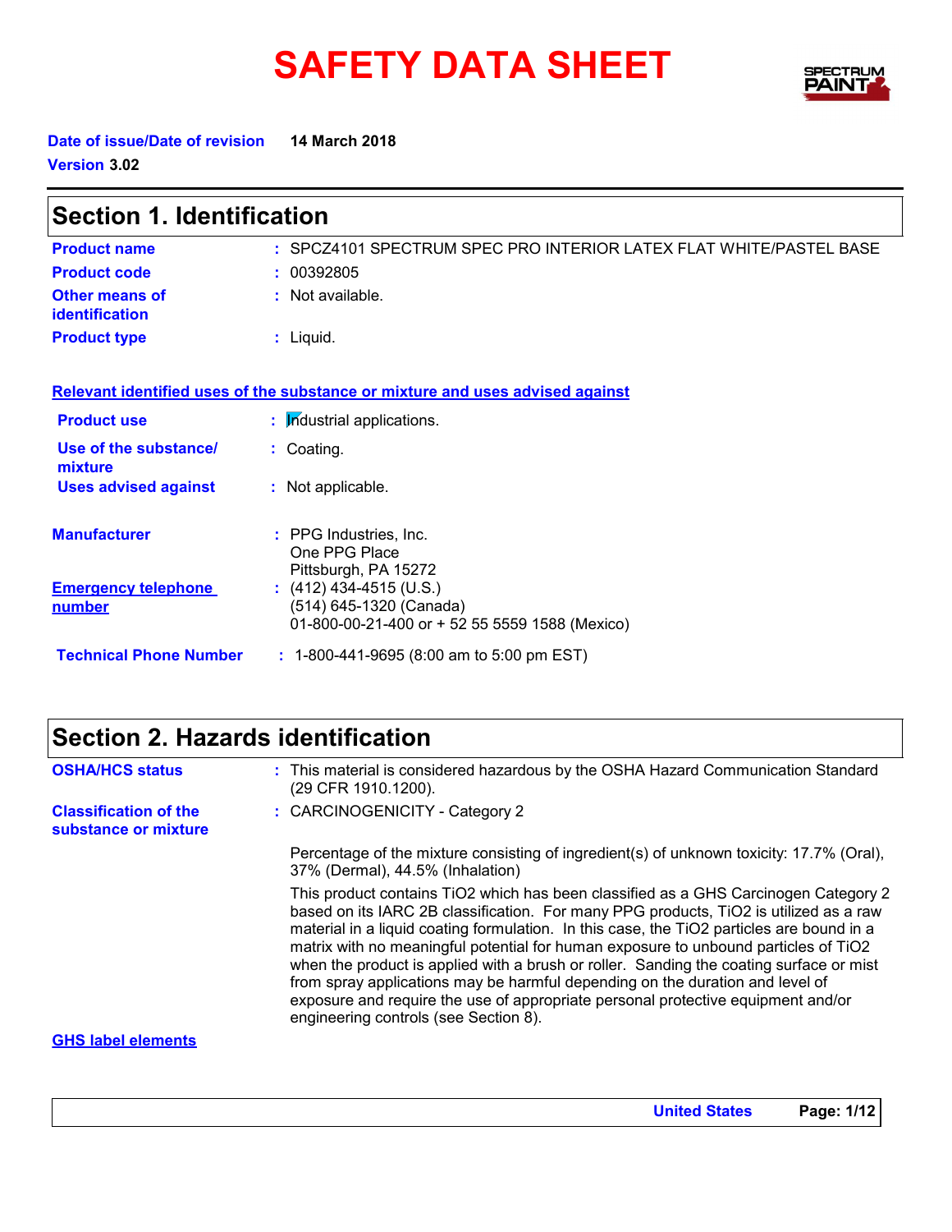# SAFETY DATA SHEET

**Date of issue/Date of revision** 14 March 2018

**Version** 3.02

## Section 1. Identification

| | |
|---|---|
| **Product name** | : SPCZ4101 SPECTRUM SPEC PRO INTERIOR LATEX FLAT WHITE/PASTEL BASE |
| **Product code** | : 00392805 |
| **Other means of identification** | : Not available. |
| **Product type** | : Liquid. |

**Relevant identified uses of the substance or mixture and uses advised against**

| | |
|---|---|
| **Product use** | : Industrial applications. |
| **Use of the substance/ mixture** | : Coating. |
| **Uses advised against** | : Not applicable. |

| | |
|---|---|
| **Manufacturer** | : PPG Industries, Inc.<br>One PPG Place<br>Pittsburgh, PA 15272 |
| **Emergency telephone number** | : (412) 434-4515 (U.S.)<br>(514) 645-1320 (Canada)<br>01-800-00-21-400 or + 52 55 5559 1588 (Mexico) |
| **Technical Phone Number** | : 1-800-441-9695 (8:00 am to 5:00 pm EST) |

## Section 2. Hazards identification

| | |
|---|---|
| **OSHA/HCS status** | : This material is considered hazardous by the OSHA Hazard Communication Standard (29 CFR 1910.1200). |
| **Classification of the substance or mixture** | : CARCINOGENICITY - Category 2 |

Percentage of the mixture consisting of ingredient(s) of unknown toxicity: 17.7% (Oral), 37% (Dermal), 44.5% (Inhalation)

This product contains $TiO_2$ which has been classified as a GHS Carcinogen Category 2 based on its IARC 2B classification. For many PPG products, $TiO_2$ is utilized as a raw material in a liquid coating formulation. In this case, the $TiO_2$ particles are bound in a matrix with no meaningful potential for human exposure to unbound particles of $TiO_2$ when the product is applied with a brush or roller. Sanding the coating surface or mist from spray applications may be harmful depending on the duration and level of exposure and require the use of appropriate personal protective equipment and/or engineering controls (see Section 8).

**GHS label elements**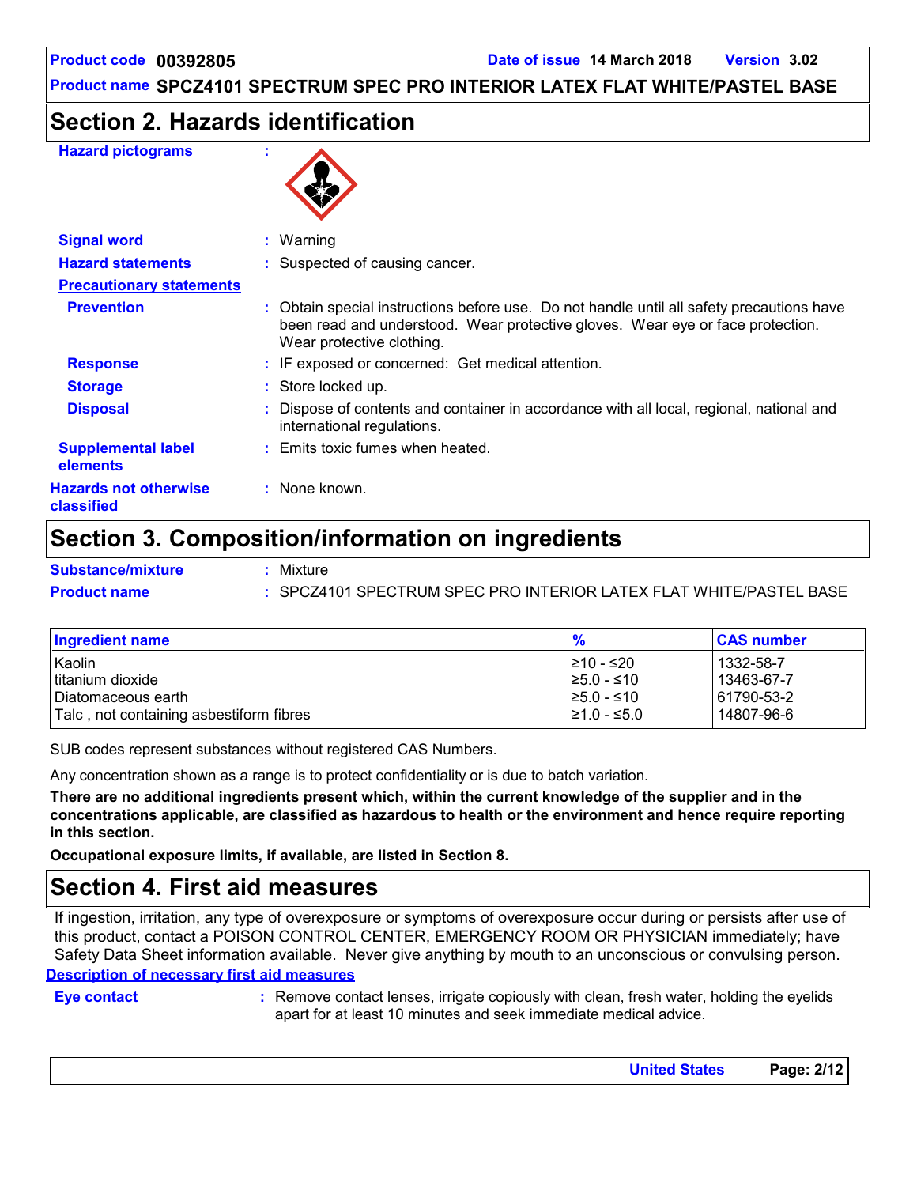## Section 2. Hazards identification

**Hazard pictograms** :

**Signal word** : Warning

**Hazard statements** : Suspected of causing cancer.

**Precautionary statements**

**Prevention** : Obtain special instructions before use. Do not handle until all safety precautions have been read and understood. Wear protective gloves. Wear eye or face protection. Wear protective clothing.

**Response** : IF exposed or concerned: Get medical attention.

**Storage** : Store locked up.

**Disposal** : Dispose of contents and container in accordance with all local, regional, national and international regulations.

**Supplemental label elements** : Emits toxic fumes when heated.

**Hazards not otherwise classified** : None known.

## Section 3. Composition/information on ingredients

**Substance/mixture** : Mixture

**Product name** : SPCZ4101 SPECTRUM SPEC PRO INTERIOR LATEX FLAT WHITE/PASTEL BASE

| Ingredient name | % | CAS number |
|---|---|---|
| Kaolin | ≥10 - ≤20 | 1332-58-7 |
| titanium dioxide | ≥5.0 - ≤10 | 13463-67-7 |
| Diatomaceous earth | ≥5.0 - ≤10 | 61790-53-2 |
| Talc , not containing asbestiform fibres | ≥1.0 - ≤5.0 | 14807-96-6 |

SUB codes represent substances without registered CAS Numbers.

Any concentration shown as a range is to protect confidentiality or is due to batch variation.

**There are no additional ingredients present which, within the current knowledge of the supplier and in the concentrations applicable, are classified as hazardous to health or the environment and hence require reporting in this section.**

**Occupational exposure limits, if available, are listed in Section 8.**

## Section 4. First aid measures

If ingestion, irritation, any type of overexposure or symptoms of overexposure occur during or persists after use of this product, contact a POISON CONTROL CENTER, EMERGENCY ROOM OR PHYSICIAN immediately; have Safety Data Sheet information available. Never give anything by mouth to an unconscious or convulsing person.

**Description of necessary first aid measures**

**Eye contact** : Remove contact lenses, irrigate copiously with clean, fresh water, holding the eyelids apart for at least 10 minutes and seek immediate medical advice.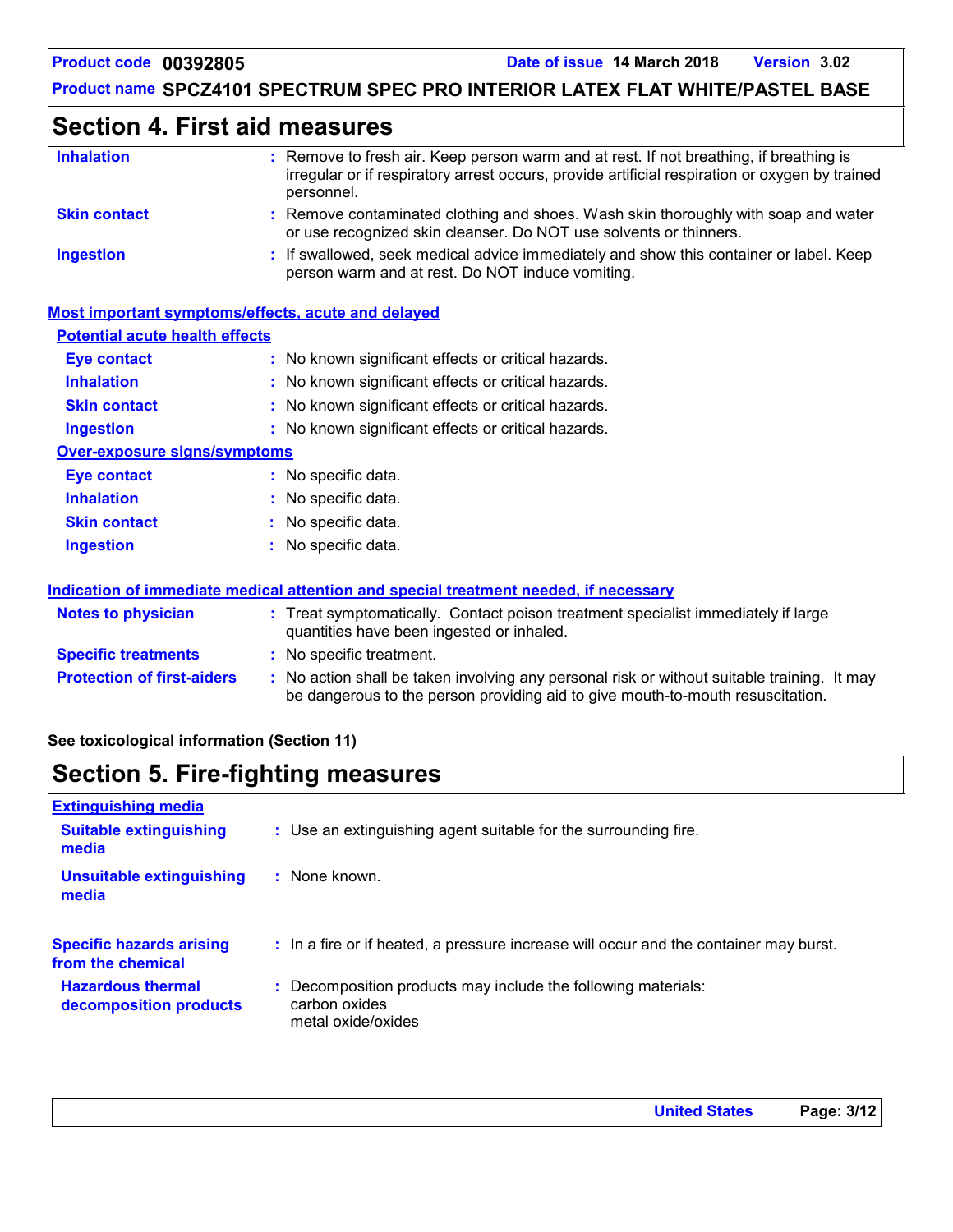## Section 4. First aid measures

| | |
|---|---|
| **Inhalation** | : Remove to fresh air. Keep person warm and at rest. If not breathing, if breathing is irregular or if respiratory arrest occurs, provide artificial respiration or oxygen by trained personnel. |
| **Skin contact** | : Remove contaminated clothing and shoes. Wash skin thoroughly with soap and water or use recognized skin cleanser. Do NOT use solvents or thinners. |
| **Ingestion** | : If swallowed, seek medical advice immediately and show this container or label. Keep person warm and at rest. Do NOT induce vomiting. |

### Most important symptoms/effects, acute and delayed

**Potential acute health effects**

| | |
|---|---|
| **Eye contact** | : No known significant effects or critical hazards. |
| **Inhalation** | : No known significant effects or critical hazards. |
| **Skin contact** | : No known significant effects or critical hazards. |
| **Ingestion** | : No known significant effects or critical hazards. |

**Over-exposure signs/symptoms**

| | |
|---|---|
| **Eye contact** | : No specific data. |
| **Inhalation** | : No specific data. |
| **Skin contact** | : No specific data. |
| **Ingestion** | : No specific data. |

### Indication of immediate medical attention and special treatment needed, if necessary

| | |
|---|---|
| **Notes to physician** | : Treat symptomatically. Contact poison treatment specialist immediately if large quantities have been ingested or inhaled. |
| **Specific treatments** | : No specific treatment. |
| **Protection of first-aiders** | : No action shall be taken involving any personal risk or without suitable training. It may be dangerous to the person providing aid to give mouth-to-mouth resuscitation. |

**See toxicological information (Section 11)**

## Section 5. Fire-fighting measures

### Extinguishing media

| | |
|---|---|
| **Suitable extinguishing media** | : Use an extinguishing agent suitable for the surrounding fire. |
| **Unsuitable extinguishing media** | : None known. |

| | |
|---|---|
| **Specific hazards arising from the chemical** | : In a fire or if heated, a pressure increase will occur and the container may burst. |
| **Hazardous thermal decomposition products** | : Decomposition products may include the following materials: carbon oxides metal oxide/oxides |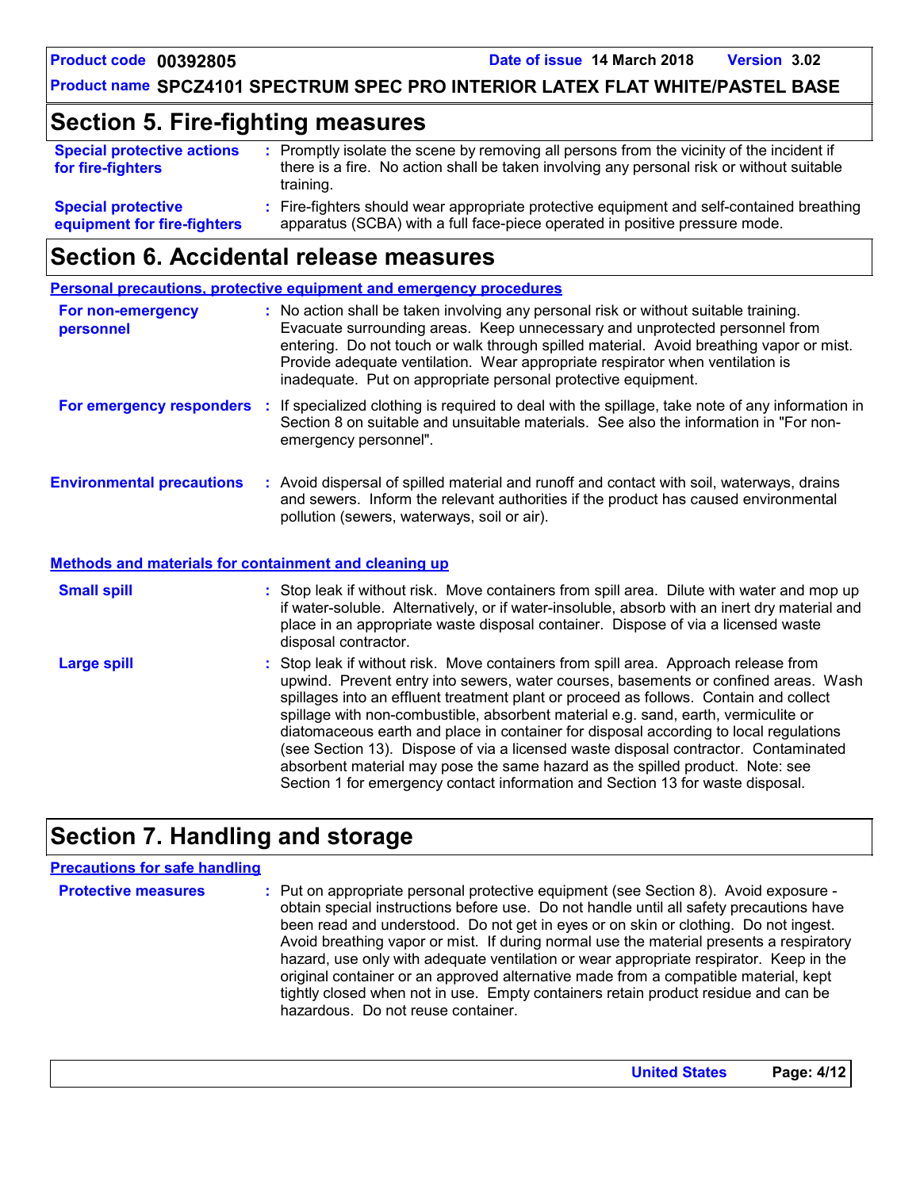## Section 5. Fire-fighting measures

**Special protective actions for fire-fighters** : Promptly isolate the scene by removing all persons from the vicinity of the incident if there is a fire. No action shall be taken involving any personal risk or without suitable training.

**Special protective equipment for fire-fighters** : Fire-fighters should wear appropriate protective equipment and self-contained breathing apparatus (SCBA) with a full face-piece operated in positive pressure mode.

## Section 6. Accidental release measures

### Personal precautions, protective equipment and emergency procedures

**For non-emergency personnel** : No action shall be taken involving any personal risk or without suitable training. Evacuate surrounding areas. Keep unnecessary and unprotected personnel from entering. Do not touch or walk through spilled material. Avoid breathing vapor or mist. Provide adequate ventilation. Wear appropriate respirator when ventilation is inadequate. Put on appropriate personal protective equipment.

**For emergency responders** : If specialized clothing is required to deal with the spillage, take note of any information in Section 8 on suitable and unsuitable materials. See also the information in "For non-emergency personnel".

**Environmental precautions** : Avoid dispersal of spilled material and runoff and contact with soil, waterways, drains and sewers. Inform the relevant authorities if the product has caused environmental pollution (sewers, waterways, soil or air).

### Methods and materials for containment and cleaning up

**Small spill** : Stop leak if without risk. Move containers from spill area. Dilute with water and mop up if water-soluble. Alternatively, or if water-insoluble, absorb with an inert dry material and place in an appropriate waste disposal container. Dispose of via a licensed waste disposal contractor.

**Large spill** : Stop leak if without risk. Move containers from spill area. Approach release from upwind. Prevent entry into sewers, water courses, basements or confined areas. Wash spillages into an effluent treatment plant or proceed as follows. Contain and collect spillage with non-combustible, absorbent material e.g. sand, earth, vermiculite or diatomaceous earth and place in container for disposal according to local regulations (see Section 13). Dispose of via a licensed waste disposal contractor. Contaminated absorbent material may pose the same hazard as the spilled product. Note: see Section 1 for emergency contact information and Section 13 for waste disposal.

## Section 7. Handling and storage

### Precautions for safe handling

**Protective measures** : Put on appropriate personal protective equipment (see Section 8). Avoid exposure - obtain special instructions before use. Do not handle until all safety precautions have been read and understood. Do not get in eyes or on skin or clothing. Do not ingest. Avoid breathing vapor or mist. If during normal use the material presents a respiratory hazard, use only with adequate ventilation or wear appropriate respirator. Keep in the original container or an approved alternative made from a compatible material, kept tightly closed when not in use. Empty containers retain product residue and can be hazardous. Do not reuse container.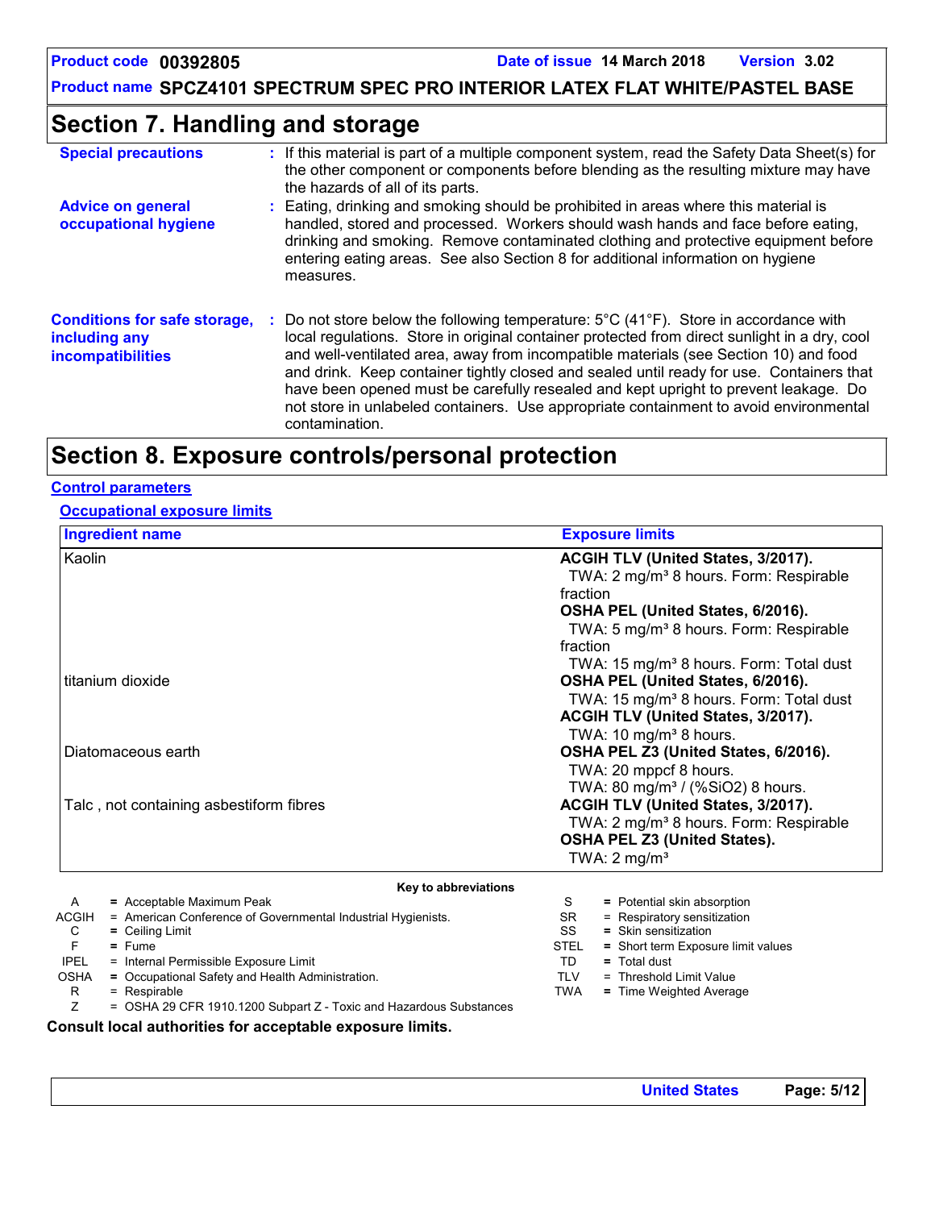## Section 7. Handling and storage

**Special precautions** : If this material is part of a multiple component system, read the Safety Data Sheet(s) for the other component or components before blending as the resulting mixture may have the hazards of all of its parts.

**Advice on general occupational hygiene** : Eating, drinking and smoking should be prohibited in areas where this material is handled, stored and processed. Workers should wash hands and face before eating, drinking and smoking. Remove contaminated clothing and protective equipment before entering eating areas. See also Section 8 for additional information on hygiene measures.

**Conditions for safe storage, including any incompatibilities** : Do not store below the following temperature: 5°C (41°F). Store in accordance with local regulations. Store in original container protected from direct sunlight in a dry, cool and well-ventilated area, away from incompatible materials (see Section 10) and food and drink. Keep container tightly closed and sealed until ready for use. Containers that have been opened must be carefully resealed and kept upright to prevent leakage. Do not store in unlabeled containers. Use appropriate containment to avoid environmental contamination.

## Section 8. Exposure controls/personal protection

### Control parameters

#### Occupational exposure limits

| Ingredient name | Exposure limits |
|---|---|
| Kaolin | **ACGIH TLV (United States, 3/2017).**<br>TWA: 2 mg/m³ 8 hours. Form: Respirable fraction<br>**OSHA PEL (United States, 6/2016).**<br>TWA: 5 mg/m³ 8 hours. Form: Respirable fraction<br>TWA: 15 mg/m³ 8 hours. Form: Total dust |
| titanium dioxide | **OSHA PEL (United States, 6/2016).**<br>TWA: 15 mg/m³ 8 hours. Form: Total dust<br>**ACGIH TLV (United States, 3/2017).**<br>TWA: 10 mg/m³ 8 hours. |
| Diatomaceous earth | **OSHA PEL Z3 (United States, 6/2016).**<br>TWA: 20 mppcf 8 hours.<br>TWA: 80 mg/m³ / (%SiO2) 8 hours. |
| Talc , not containing asbestiform fibres | **ACGIH TLV (United States, 3/2017).**<br>TWA: 2 mg/m³ 8 hours. Form: Respirable<br>**OSHA PEL Z3 (United States).**<br>TWA: 2 mg/m³ |

**Key to abbreviations**

| | | | |
|---|---|---|---|
| A | = Acceptable Maximum Peak | S | = Potential skin absorption |
| ACGIH | = American Conference of Governmental Industrial Hygienists. | SR | = Respiratory sensitization |
| C | = Ceiling Limit | SS | = Skin sensitization |
| F | = Fume | STEL | = Short term Exposure limit values |
| IPEL | = Internal Permissible Exposure Limit | TD | = Total dust |
| OSHA | = Occupational Safety and Health Administration. | TLV | = Threshold Limit Value |
| R | = Respirable | TWA | = Time Weighted Average |
| Z | = OSHA 29 CFR 1910.1200 Subpart Z - Toxic and Hazardous Substances | | |

**Consult local authorities for acceptable exposure limits.**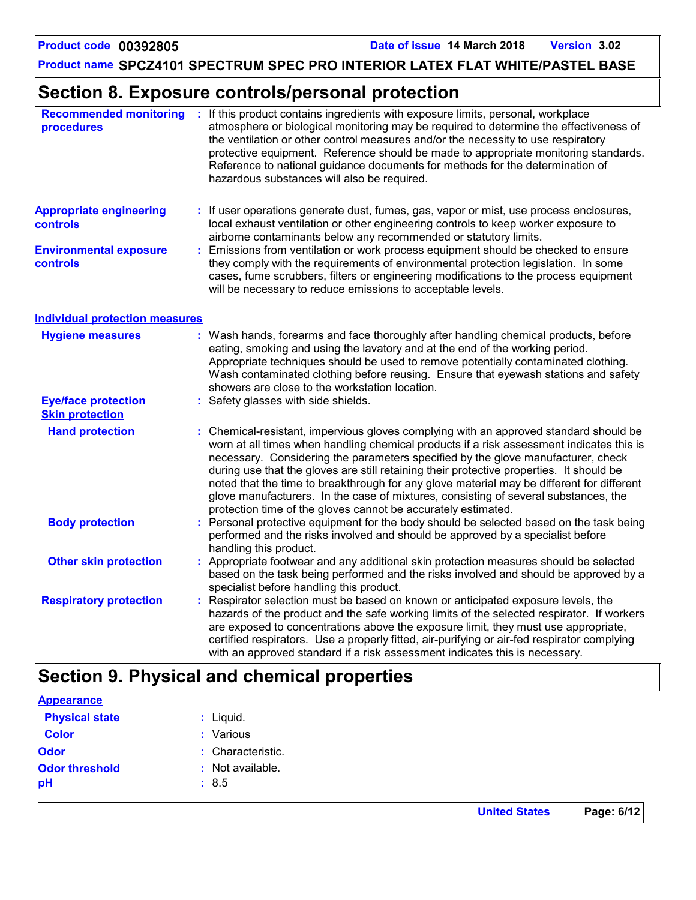## Section 8. Exposure controls/personal protection

**Recommended monitoring procedures** : If this product contains ingredients with exposure limits, personal, workplace atmosphere or biological monitoring may be required to determine the effectiveness of the ventilation or other control measures and/or the necessity to use respiratory protective equipment. Reference should be made to appropriate monitoring standards. Reference to national guidance documents for methods for the determination of hazardous substances will also be required.

**Appropriate engineering controls** : If user operations generate dust, fumes, gas, vapor or mist, use process enclosures, local exhaust ventilation or other engineering controls to keep worker exposure to airborne contaminants below any recommended or statutory limits.

**Environmental exposure controls** : Emissions from ventilation or work process equipment should be checked to ensure they comply with the requirements of environmental protection legislation. In some cases, fume scrubbers, filters or engineering modifications to the process equipment will be necessary to reduce emissions to acceptable levels.

### Individual protection measures

**Hygiene measures** : Wash hands, forearms and face thoroughly after handling chemical products, before eating, smoking and using the lavatory and at the end of the working period. Appropriate techniques should be used to remove potentially contaminated clothing. Wash contaminated clothing before reusing. Ensure that eyewash stations and safety showers are close to the workstation location.

**Eye/face protection** : Safety glasses with side shields.

**Skin protection**

**Hand protection** : Chemical-resistant, impervious gloves complying with an approved standard should be worn at all times when handling chemical products if a risk assessment indicates this is necessary. Considering the parameters specified by the glove manufacturer, check during use that the gloves are still retaining their protective properties. It should be noted that the time to breakthrough for any glove material may be different for different glove manufacturers. In the case of mixtures, consisting of several substances, the protection time of the gloves cannot be accurately estimated.

**Body protection** : Personal protective equipment for the body should be selected based on the task being performed and the risks involved and should be approved by a specialist before handling this product.

**Other skin protection** : Appropriate footwear and any additional skin protection measures should be selected based on the task being performed and the risks involved and should be approved by a specialist before handling this product.

**Respiratory protection** : Respirator selection must be based on known or anticipated exposure levels, the hazards of the product and the safe working limits of the selected respirator. If workers are exposed to concentrations above the exposure limit, they must use appropriate, certified respirators. Use a properly fitted, air-purifying or air-fed respirator complying with an approved standard if a risk assessment indicates this is necessary.

## Section 9. Physical and chemical properties

### Appearance

**Physical state** : Liquid.

**Color** : Various

**Odor** : Characteristic.

**Odor threshold** : Not available.

**pH** : 8.5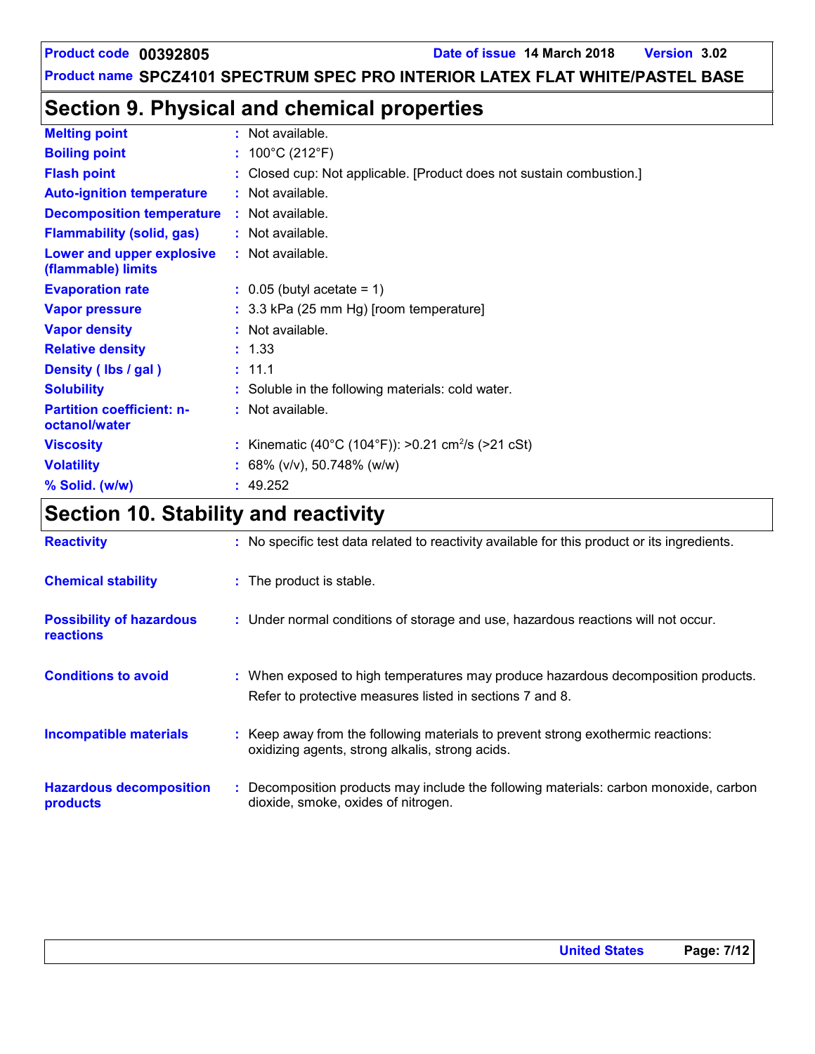## Section 9. Physical and chemical properties

| | |
|---|---|
| **Melting point** | Not available. |
| **Boiling point** | 100°C (212°F) |
| **Flash point** | Closed cup: Not applicable. [Product does not sustain combustion.] |
| **Auto-ignition temperature** | Not available. |
| **Decomposition temperature** | Not available. |
| **Flammability (solid, gas)** | Not available. |
| **Lower and upper explosive (flammable) limits** | Not available. |
| **Evaporation rate** | 0.05 (butyl acetate = 1) |
| **Vapor pressure** | 3.3 kPa (25 mm Hg) [room temperature] |
| **Vapor density** | Not available. |
| **Relative density** | 1.33 |
| **Density ( lbs / gal )** | 11.1 |
| **Solubility** | Soluble in the following materials: cold water. |
| **Partition coefficient: n-octanol/water** | Not available. |
| **Viscosity** | Kinematic (40°C (104°F)): >0.21 $cm^2/s$ (>21 cSt) |
| **Volatility** | 68% (v/v), 50.748% (w/w) |
| **% Solid. (w/w)** | 49.252 |

## Section 10. Stability and reactivity

| | |
|---|---|
| **Reactivity** | No specific test data related to reactivity available for this product or its ingredients. |
| **Chemical stability** | The product is stable. |
| **Possibility of hazardous reactions** | Under normal conditions of storage and use, hazardous reactions will not occur. |
| **Conditions to avoid** | When exposed to high temperatures may produce hazardous decomposition products. Refer to protective measures listed in sections 7 and 8. |
| **Incompatible materials** | Keep away from the following materials to prevent strong exothermic reactions: oxidizing agents, strong alkalis, strong acids. |
| **Hazardous decomposition products** | Decomposition products may include the following materials: carbon monoxide, carbon dioxide, smoke, oxides of nitrogen. |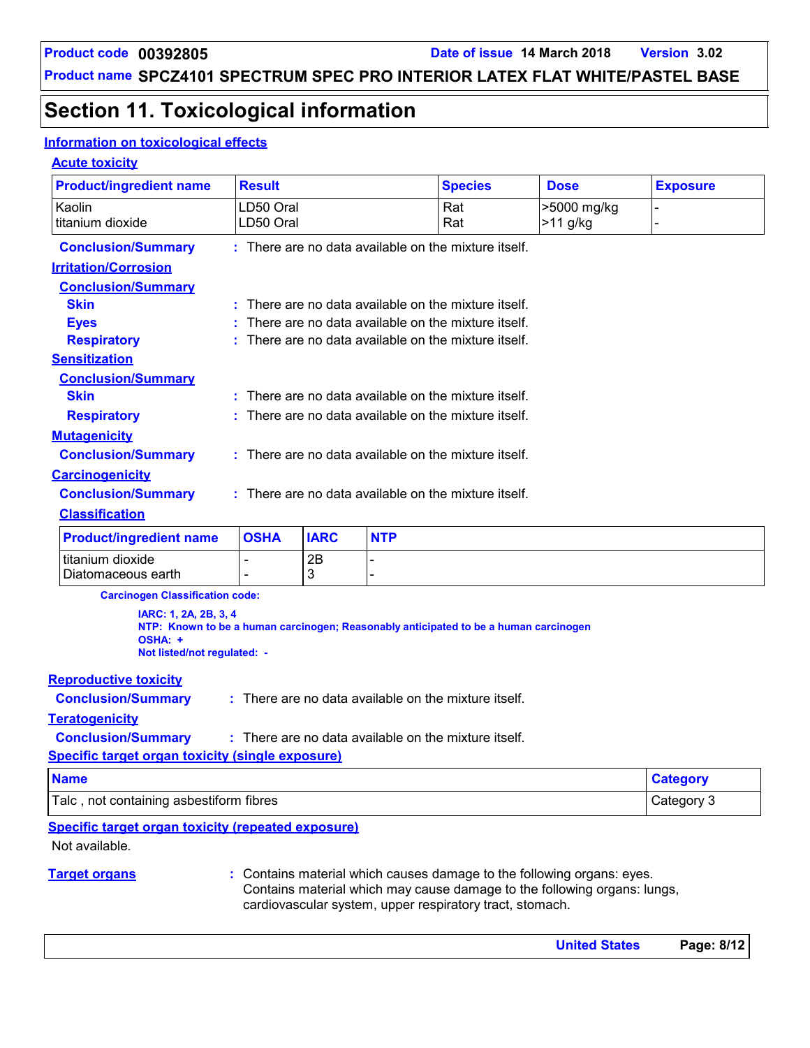# Section 11. Toxicological information

## Information on toxicological effects

### Acute toxicity

| Product/ingredient name | Result | Species | Dose | Exposure |
|---|---|---|---|---|
| Kaolin | LD50 Oral | Rat | >5000 mg/kg | - |
| titanium dioxide | LD50 Oral | Rat | >11 g/kg | - |

**Conclusion/Summary** : There are no data available on the mixture itself.

### Irritation/Corrosion

**Conclusion/Summary**

**Skin** : There are no data available on the mixture itself.

**Eyes** : There are no data available on the mixture itself.

**Respiratory** : There are no data available on the mixture itself.

### Sensitization

**Conclusion/Summary**

**Skin** : There are no data available on the mixture itself.

**Respiratory** : There are no data available on the mixture itself.

### Mutagenicity

**Conclusion/Summary** : There are no data available on the mixture itself.

### Carcinogenicity

**Conclusion/Summary** : There are no data available on the mixture itself.

**Classification**

| Product/ingredient name | OSHA | IARC | NTP |
|---|---|---|---|
| titanium dioxide | - | 2B | - |
| Diatomaceous earth | - | 3 | - |

**Carcinogen Classification code:**

**IARC: 1, 2A, 2B, 3, 4**
**NTP: Known to be a human carcinogen; Reasonably anticipated to be a human carcinogen**
**OSHA: +**
**Not listed/not regulated: -**

### Reproductive toxicity

**Conclusion/Summary** : There are no data available on the mixture itself.

### Teratogenicity

**Conclusion/Summary** : There are no data available on the mixture itself.

### Specific target organ toxicity (single exposure)

| Name | Category |
|---|---|
| Talc , not containing asbestiform fibres | Category 3 |

### Specific target organ toxicity (repeated exposure)

Not available.

**Target organs** : Contains material which causes damage to the following organs: eyes.
Contains material which may cause damage to the following organs: lungs, cardiovascular system, upper respiratory tract, stomach.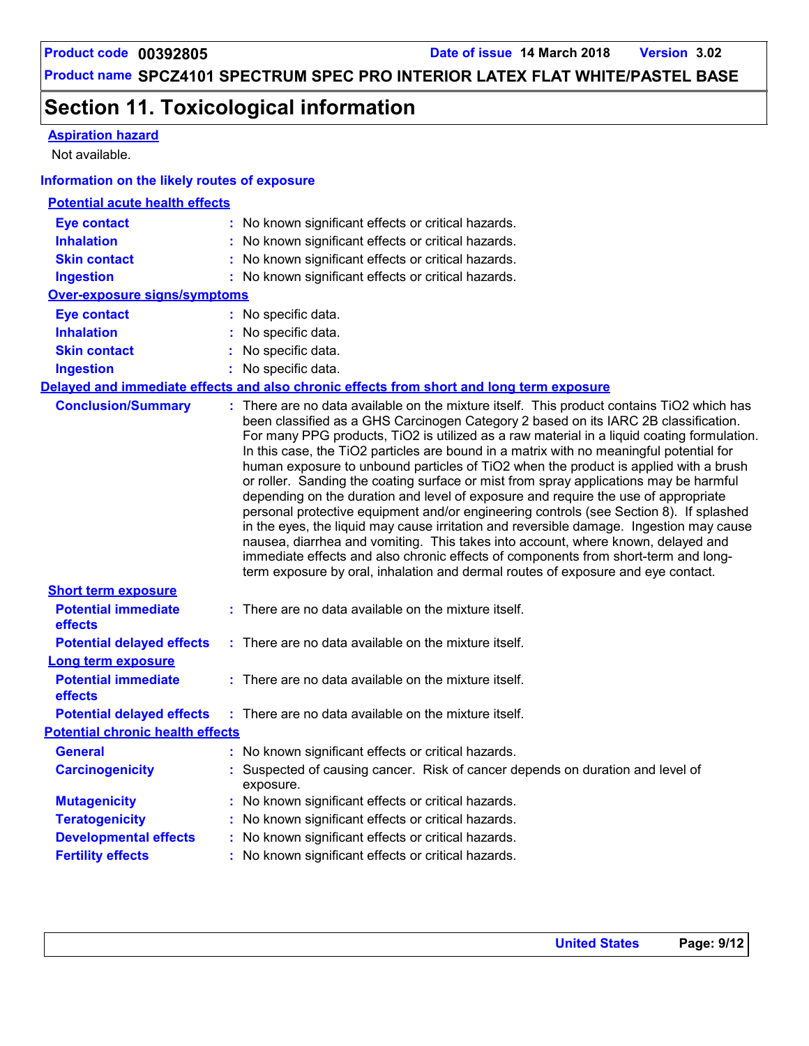# Section 11. Toxicological information

### Aspiration hazard

Not available.

### Information on the likely routes of exposure

**Potential acute health effects**

| | |
|---|---|
| **Eye contact** | : No known significant effects or critical hazards. |
| **Inhalation** | : No known significant effects or critical hazards. |
| **Skin contact** | : No known significant effects or critical hazards. |
| **Ingestion** | : No known significant effects or critical hazards. |

**Over-exposure signs/symptoms**

| | |
|---|---|
| **Eye contact** | : No specific data. |
| **Inhalation** | : No specific data. |
| **Skin contact** | : No specific data. |
| **Ingestion** | : No specific data. |

**Delayed and immediate effects and also chronic effects from short and long term exposure**

**Conclusion/Summary** : There are no data available on the mixture itself. This product contains $TiO_2$ which has been classified as a GHS Carcinogen Category 2 based on its IARC 2B classification. For many PPG products, $TiO_2$ is utilized as a raw material in a liquid coating formulation. In this case, the $TiO_2$ particles are bound in a matrix with no meaningful potential for human exposure to unbound particles of $TiO_2$ when the product is applied with a brush or roller. Sanding the coating surface or mist from spray applications may be harmful depending on the duration and level of exposure and require the use of appropriate personal protective equipment and/or engineering controls (see Section 8). If splashed in the eyes, the liquid may cause irritation and reversible damage. Ingestion may cause nausea, diarrhea and vomiting. This takes into account, where known, delayed and immediate effects and also chronic effects of components from short-term and long-term exposure by oral, inhalation and dermal routes of exposure and eye contact.

**Short term exposure**

| | |
|---|---|
| **Potential immediate effects** | : There are no data available on the mixture itself. |
| **Potential delayed effects** | : There are no data available on the mixture itself. |

**Long term exposure**

| | |
|---|---|
| **Potential immediate effects** | : There are no data available on the mixture itself. |
| **Potential delayed effects** | : There are no data available on the mixture itself. |

**Potential chronic health effects**

| | |
|---|---|
| **General** | : No known significant effects or critical hazards. |
| **Carcinogenicity** | : Suspected of causing cancer. Risk of cancer depends on duration and level of exposure. |
| **Mutagenicity** | : No known significant effects or critical hazards. |
| **Teratogenicity** | : No known significant effects or critical hazards. |
| **Developmental effects** | : No known significant effects or critical hazards. |
| **Fertility effects** | : No known significant effects or critical hazards. |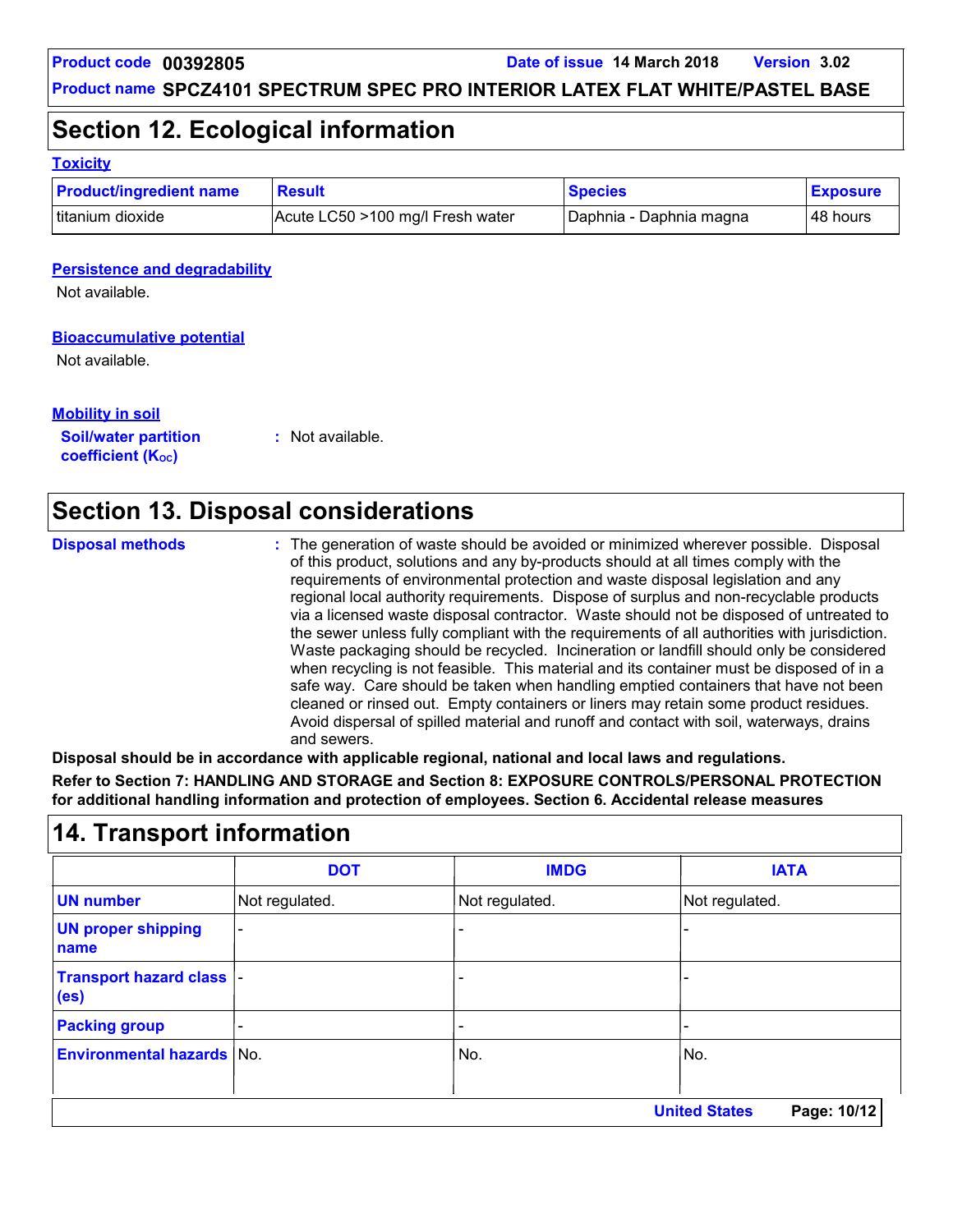## Section 12. Ecological information

### Toxicity

| Product/ingredient name | Result | Species | Exposure |
|---|---|---|---|
| titanium dioxide | Acute LC50 >100 mg/l Fresh water | Daphnia - Daphnia magna | 48 hours |

### Persistence and degradability

Not available.

### Bioaccumulative potential

Not available.

### Mobility in soil

**Soil/water partition coefficient ($K_{OC}$)** : Not available.

## Section 13. Disposal considerations

**Disposal methods** : The generation of waste should be avoided or minimized wherever possible. Disposal of this product, solutions and any by-products should at all times comply with the requirements of environmental protection and waste disposal legislation and any regional local authority requirements. Dispose of surplus and non-recyclable products via a licensed waste disposal contractor. Waste should not be disposed of untreated to the sewer unless fully compliant with the requirements of all authorities with jurisdiction. Waste packaging should be recycled. Incineration or landfill should only be considered when recycling is not feasible. This material and its container must be disposed of in a safe way. Care should be taken when handling emptied containers that have not been cleaned or rinsed out. Empty containers or liners may retain some product residues. Avoid dispersal of spilled material and runoff and contact with soil, waterways, drains and sewers.

**Disposal should be in accordance with applicable regional, national and local laws and regulations.**

**Refer to Section 7: HANDLING AND STORAGE and Section 8: EXPOSURE CONTROLS/PERSONAL PROTECTION for additional handling information and protection of employees. Section 6. Accidental release measures**

## 14. Transport information

| | DOT | IMDG | IATA |
|---|---|---|---|
| UN number | Not regulated. | Not regulated. | Not regulated. |
| UN proper shipping name | - | - | - |
| Transport hazard class (es) | - | - | - |
| Packing group | - | - | - |
| Environmental hazards | No. | No. | No. |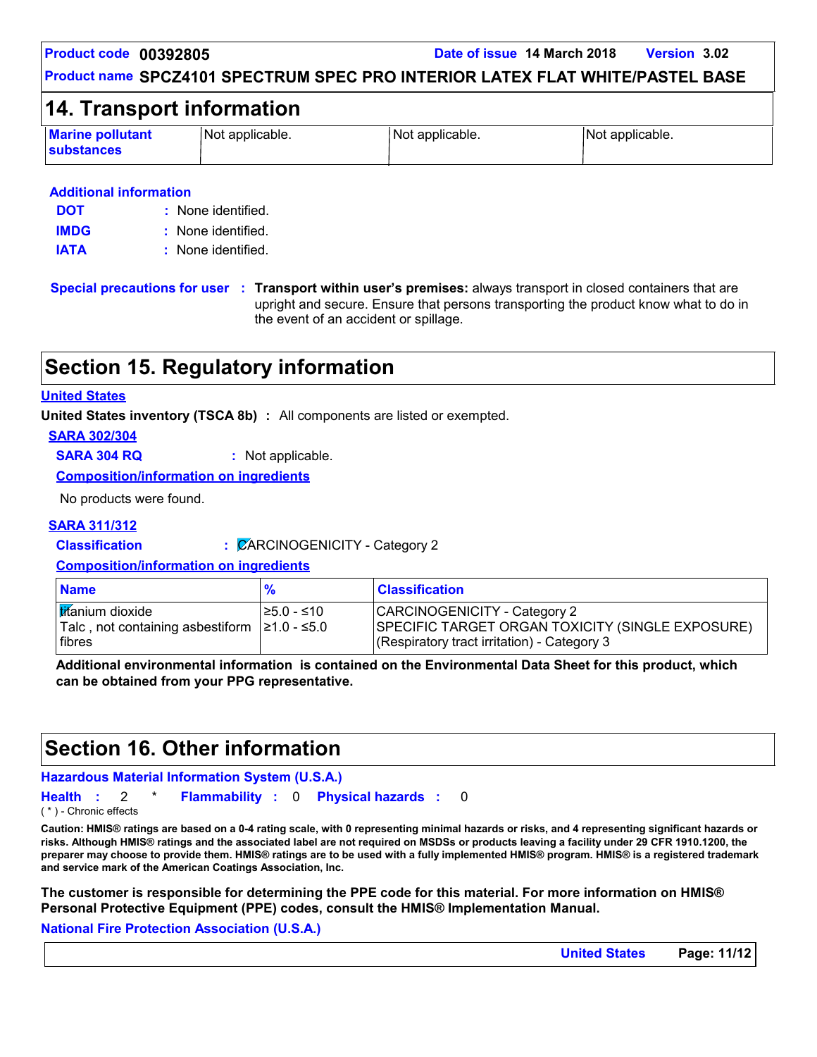## 14. Transport information

| Marine pollutant substances | Not applicable. | Not applicable. | Not applicable. |
|---|---|---|---|

**Additional information**

**DOT** : None identified.

**IMDG** : None identified.

**IATA** : None identified.

**Special precautions for user** : **Transport within user's premises:** always transport in closed containers that are upright and secure. Ensure that persons transporting the product know what to do in the event of an accident or spillage.

## Section 15. Regulatory information

**United States**

**United States inventory (TSCA 8b)** : All components are listed or exempted.

**SARA 302/304**

**SARA 304 RQ** : Not applicable.

**Composition/information on ingredients**

No products were found.

**SARA 311/312**

**Classification** : CARCINOGENICITY - Category 2

**Composition/information on ingredients**

| Name | % | Classification |
|---|---|---|
| titanium dioxide | ≥5.0 - ≤10 | CARCINOGENICITY - Category 2 |
| Talc , not containing asbestiform fibres | ≥1.0 - ≤5.0 | SPECIFIC TARGET ORGAN TOXICITY (SINGLE EXPOSURE) (Respiratory tract irritation) - Category 3 |

**Additional environmental information is contained on the Environmental Data Sheet for this product, which can be obtained from your PPG representative.**

## Section 16. Other information

**Hazardous Material Information System (U.S.A.)**

**Health** : 2 * **Flammability** : 0 **Physical hazards** : 0

( * ) - Chronic effects

**Caution: HMIS® ratings are based on a 0-4 rating scale, with 0 representing minimal hazards or risks, and 4 representing significant hazards or risks. Although HMIS® ratings and the associated label are not required on MSDSs or products leaving a facility under 29 CFR 1910.1200, the preparer may choose to provide them. HMIS® ratings are to be used with a fully implemented HMIS® program. HMIS® is a registered trademark and service mark of the American Coatings Association, Inc.**

**The customer is responsible for determining the PPE code for this material. For more information on HMIS® Personal Protective Equipment (PPE) codes, consult the HMIS® Implementation Manual.**

**National Fire Protection Association (U.S.A.)**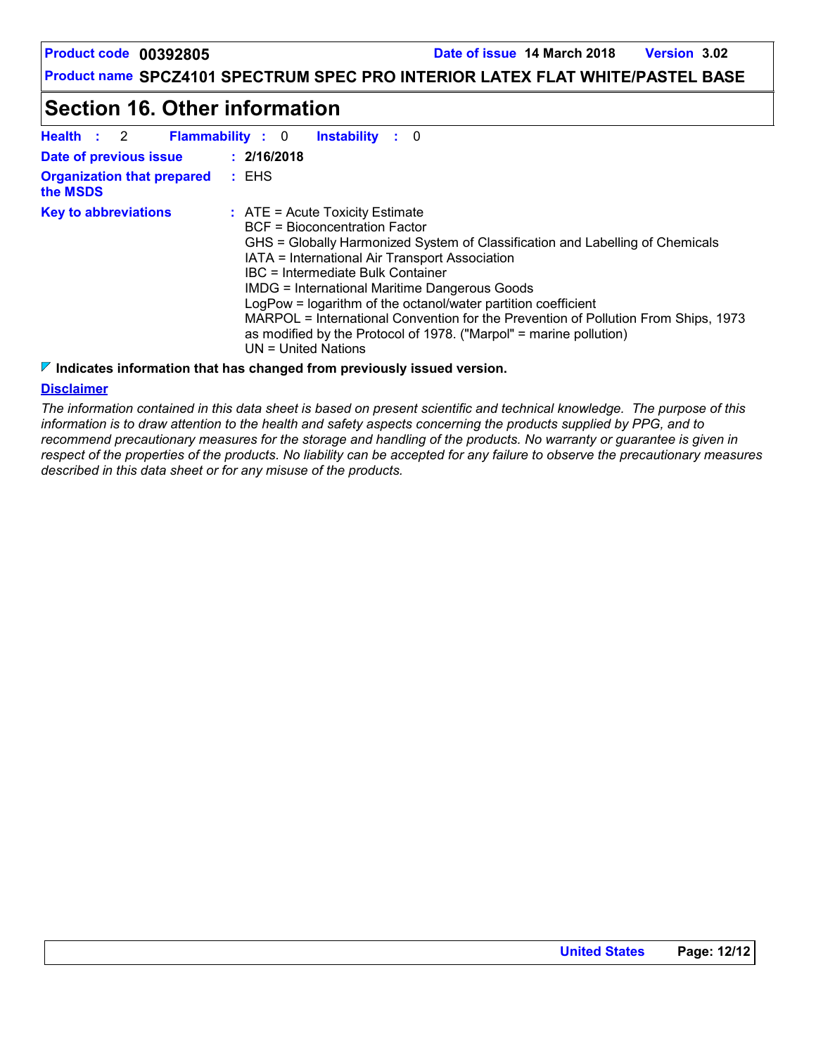# Section 16. Other information

**Health** : 2 **Flammability** : 0 **Instability** : 0

**Date of previous issue** : **2/16/2018**

**Organization that prepared the MSDS** : EHS

**Key to abbreviations** : ATE = Acute Toxicity Estimate
BCF = Bioconcentration Factor
GHS = Globally Harmonized System of Classification and Labelling of Chemicals
IATA = International Air Transport Association
IBC = Intermediate Bulk Container
IMDG = International Maritime Dangerous Goods
LogPow = logarithm of the octanol/water partition coefficient
MARPOL = International Convention for the Prevention of Pollution From Ships, 1973 as modified by the Protocol of 1978. ("Marpol" = marine pollution)
UN = United Nations

**Indicates information that has changed from previously issued version.**

**Disclaimer**

*The information contained in this data sheet is based on present scientific and technical knowledge. The purpose of this information is to draw attention to the health and safety aspects concerning the products supplied by PPG, and to recommend precautionary measures for the storage and handling of the products. No warranty or guarantee is given in respect of the properties of the products. No liability can be accepted for any failure to observe the precautionary measures described in this data sheet or for any misuse of the products.*